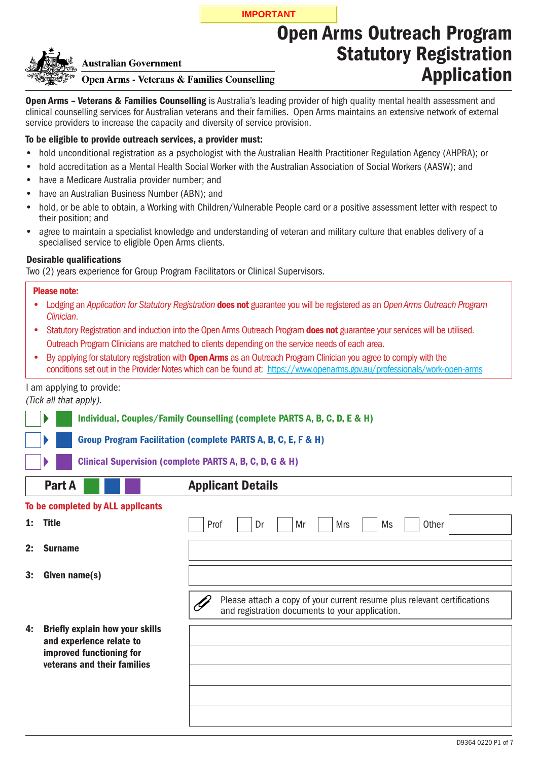IMPORTANT

Australian Government

Open Arms - Veterans & Families Counselling

# Open Arms Outreach Program Statutory Registration Application

**Open Arms – Veterans & Families Counselling** is Australia's leading provider of high quality mental health assessment and clinical counselling services for Australian veterans and their families. Open Arms maintains an extensive network of external service providers to increase the capacity and diversity of service provision.

**To be eligible to provide outreach services, a provider must:**

- hold unconditional registration as a psychologist with the Australian Health Practitioner Regulation Agency (AHPRA); or
- hold accreditation as a Mental Health Social Worker with the Australian Association of Social Workers (AASW); and
- have a Medicare Australia provider number; and
- have an Australian Business Number (ABN); and
- hold, or be able to obtain, a Working with Children/Vulnerable People card or a positive assessment letter with respect to their position; and
- agree to maintain a specialist knowledge and understanding of veteran and military culture that enables delivery of a specialised service to eligible Open Arms clients.

**Desirable qualifications**

Two (2) years experience for Group Program Facilitators or Clinical Supervisors.

**Please note:**

- Lodging an *Application for Statutory Registration* **does not** guarantee you will be registered as an *Open Arms Outreach Program Clinician*.
- Statutory Registration and induction into the Open Arms Outreach Program **does not** guarantee your services will be utilised. Outreach Program Clinicians are matched to clients depending on the service needs of each area.
- By applying for statutory registration with **Open Arms** as an Outreach Program Clinician you agree to comply with the conditions set out in the Provider Notes which can be found at: https://www.openarms.gov.au/professionals/work-open-arms

I am applying to provide:
*(Tick all that apply).*

- ☐ **Individual, Couples/Family Counselling (complete PARTS A, B, C, D, E & H)**
- ☐ **Group Program Facilitation (complete PARTS A, B, C, E, F & H)**
- ☐ **Clinical Supervision (complete PARTS A, B, C, D, G & H)**

## Part A — Applicant Details

**To be completed by ALL applicants**

**1: Title** ☐ Prof ☐ Dr ☐ Mr ☐ Mrs ☐ Ms ☐ Other ______

**2: Surname** ______

**3: Given name(s)** ______

Please attach a copy of your current resume plus relevant certifications and registration documents to your application.

**4: Briefly explain how your skills and experience relate to improved functioning for veterans and their families**

______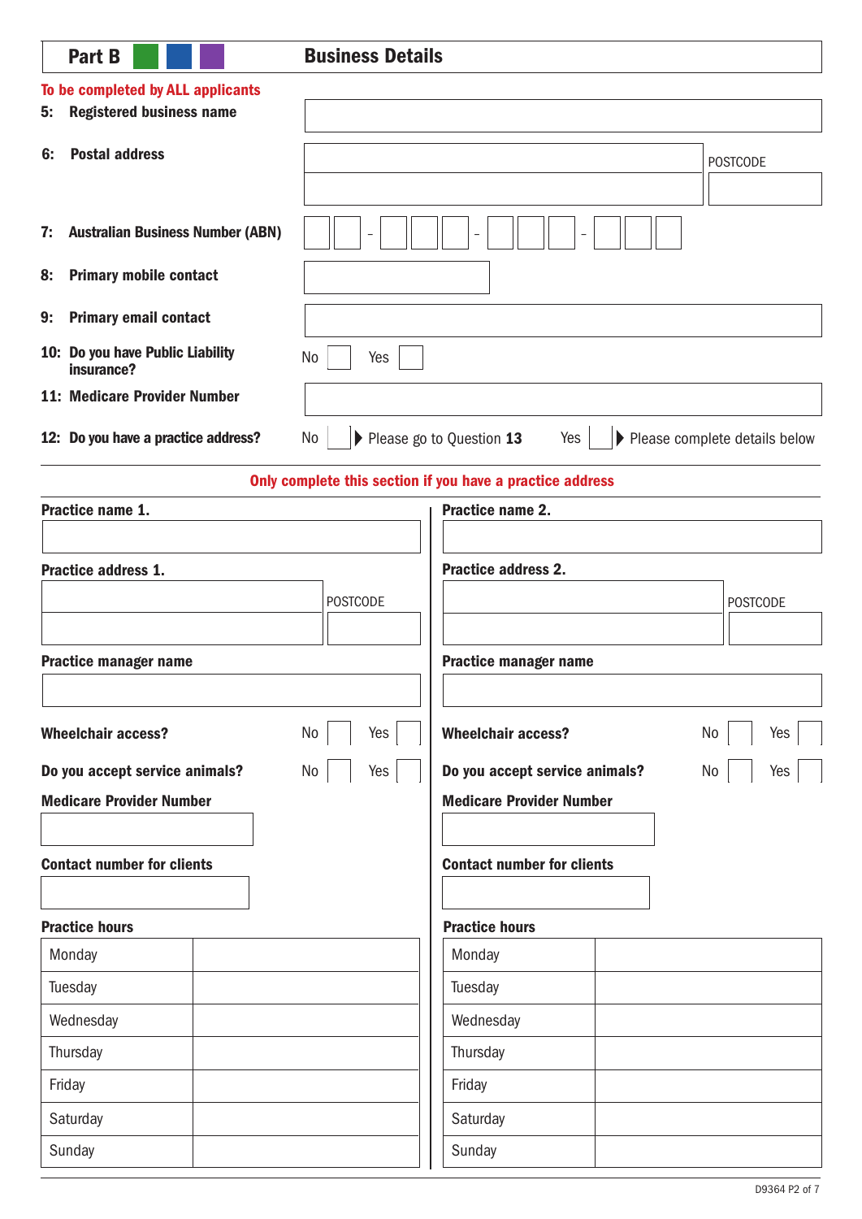## Part B — Business Details

**To be completed by ALL applicants**

**5: Registered business name**

**6: Postal address** POSTCODE

**7: Australian Business Number (ABN)** - - -

**8: Primary mobile contact**

**9: Primary email contact**

**10: Do you have Public Liability insurance?** No Yes

**11: Medicare Provider Number**

**12: Do you have a practice address?** No ▶ Please go to Question **13** Yes ▶ Please complete details below

**Only complete this section if you have a practice address**

**Practice name 1.**

**Practice address 1.** POSTCODE

**Practice manager name**

**Wheelchair access?** No Yes

**Do you accept service animals?** No Yes

**Medicare Provider Number**

**Contact number for clients**

**Practice hours**

| Day | Hours |
|---|---|
| Monday | |
| Tuesday | |
| Wednesday | |
| Thursday | |
| Friday | |
| Saturday | |
| Sunday | |

**Practice name 2.**

**Practice address 2.** POSTCODE

**Practice manager name**

**Wheelchair access?** No Yes

**Do you accept service animals?** No Yes

**Medicare Provider Number**

**Contact number for clients**

**Practice hours**

| Day | Hours |
|---|---|
| Monday | |
| Tuesday | |
| Wednesday | |
| Thursday | |
| Friday | |
| Saturday | |
| Sunday | |

D9364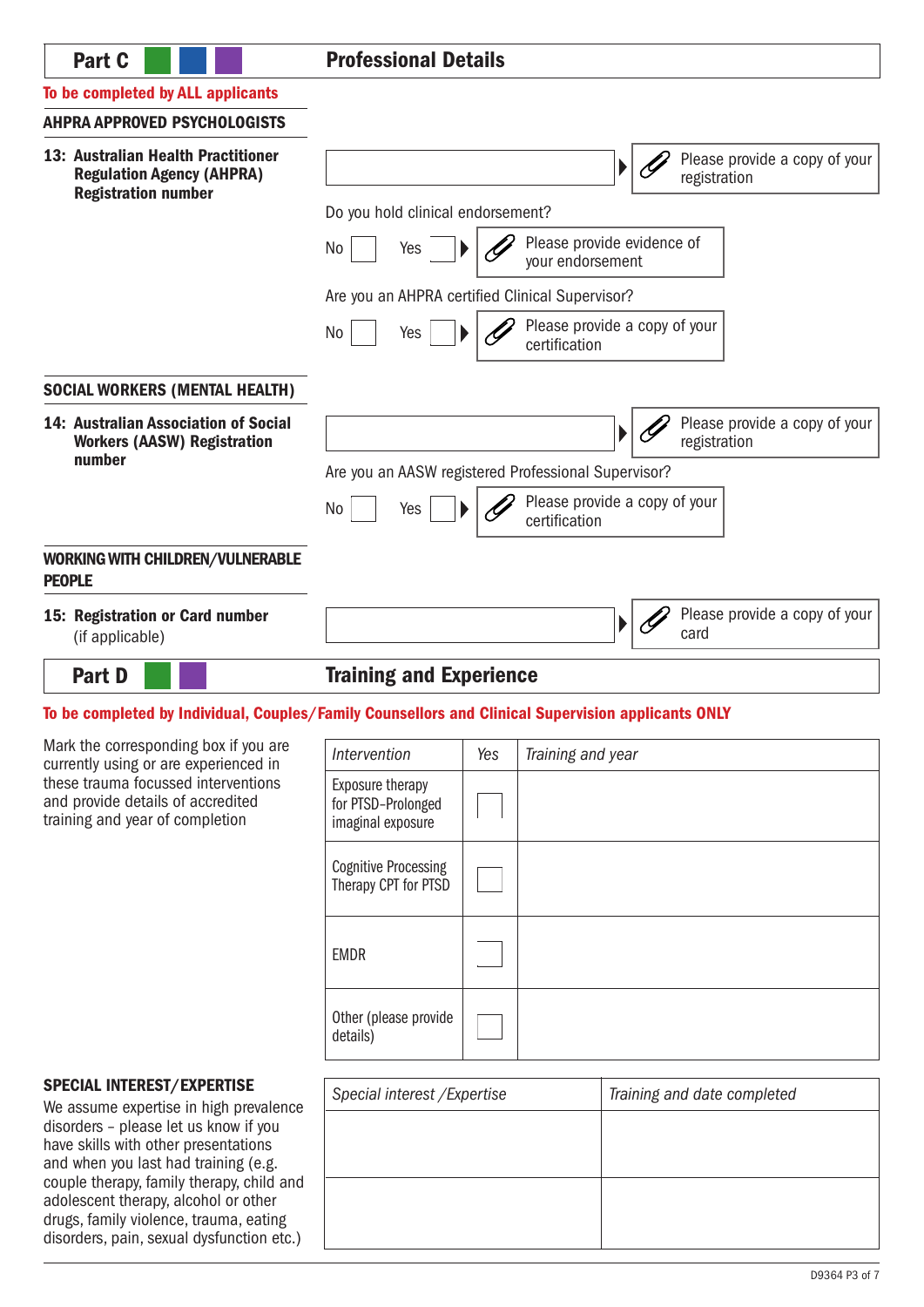## Part C — Professional Details

**To be completed by ALL applicants**

### AHPRA APPROVED PSYCHOLOGISTS

**13: Australian Health Practitioner Regulation Agency (AHPRA) Registration number**

[ ] ▶ Please provide a copy of your registration

Do you hold clinical endorsement?

No [ ] Yes [ ] ▶ Please provide evidence of your endorsement

Are you an AHPRA certified Clinical Supervisor?

No [ ] Yes [ ] ▶ Please provide a copy of your certification

### SOCIAL WORKERS (MENTAL HEALTH)

**14: Australian Association of Social Workers (AASW) Registration number**

[ ] ▶ Please provide a copy of your registration

Are you an AASW registered Professional Supervisor?

No [ ] Yes [ ] ▶ Please provide a copy of your certification

### WORKING WITH CHILDREN/VULNERABLE PEOPLE

**15: Registration or Card number** (if applicable)

[ ] ▶ Please provide a copy of your card

## Part D — Training and Experience

**To be completed by Individual, Couples/Family Counsellors and Clinical Supervision applicants ONLY**

Mark the corresponding box if you are currently using or are experienced in these trauma focussed interventions and provide details of accredited training and year of completion

| *Intervention* | *Yes* | *Training and year* |
|---|---|---|
| Exposure therapy for PTSD-Prolonged imaginal exposure | [ ] | |
| Cognitive Processing Therapy CPT for PTSD | [ ] | |
| EMDR | [ ] | |
| Other (please provide details) | [ ] | |

### SPECIAL INTEREST/EXPERTISE

We assume expertise in high prevalence disorders – please let us know if you have skills with other presentations and when you last had training (e.g. couple therapy, family therapy, child and adolescent therapy, alcohol or other drugs, family violence, trauma, eating disorders, pain, sexual dysfunction etc.)

| *Special interest /Expertise* | *Training and date completed* |
|---|---|
| | |
| | |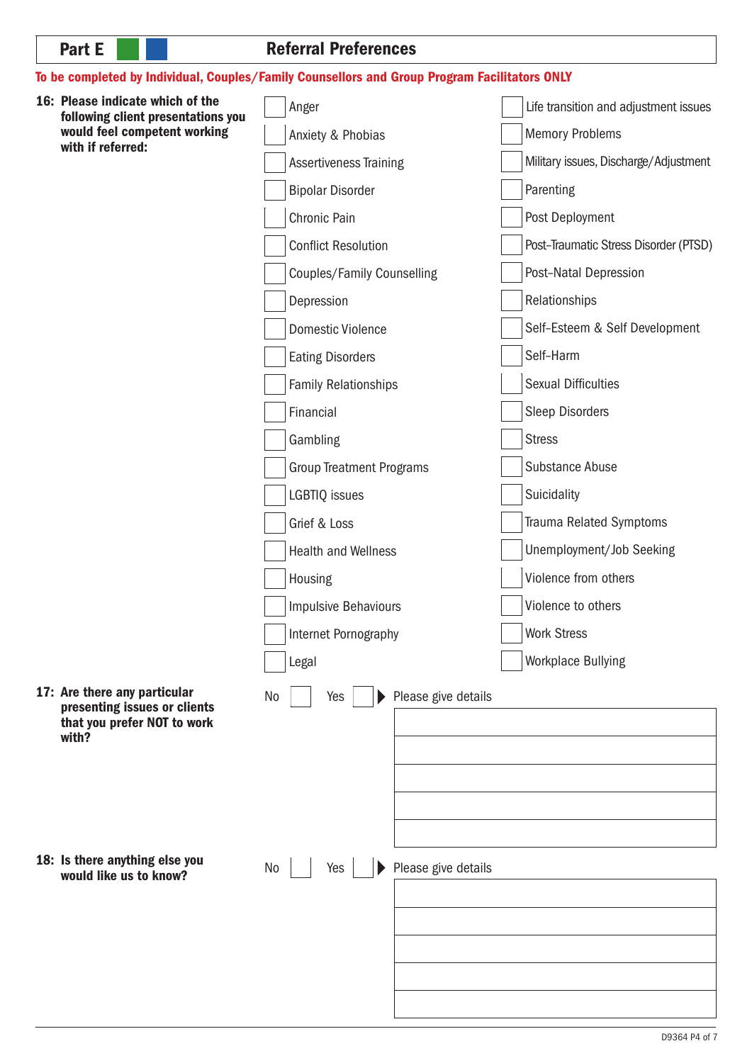## Part E — Referral Preferences

**To be completed by Individual, Couples/Family Counsellors and Group Program Facilitators ONLY**

**16: Please indicate which of the following client presentations you would feel competent working with if referred:**

- [ ] Anger
- [ ] Anxiety & Phobias
- [ ] Assertiveness Training
- [ ] Bipolar Disorder
- [ ] Chronic Pain
- [ ] Conflict Resolution
- [ ] Couples/Family Counselling
- [ ] Depression
- [ ] Domestic Violence
- [ ] Eating Disorders
- [ ] Family Relationships
- [ ] Financial
- [ ] Gambling
- [ ] Group Treatment Programs
- [ ] LGBTIQ issues
- [ ] Grief & Loss
- [ ] Health and Wellness
- [ ] Housing
- [ ] Impulsive Behaviours
- [ ] Internet Pornography
- [ ] Legal
- [ ] Life transition and adjustment issues
- [ ] Memory Problems
- [ ] Military issues, Discharge/Adjustment
- [ ] Parenting
- [ ] Post Deployment
- [ ] Post-Traumatic Stress Disorder (PTSD)
- [ ] Post-Natal Depression
- [ ] Relationships
- [ ] Self-Esteem & Self Development
- [ ] Self-Harm
- [ ] Sexual Difficulties
- [ ] Sleep Disorders
- [ ] Stress
- [ ] Substance Abuse
- [ ] Suicidality
- [ ] Trauma Related Symptoms
- [ ] Unemployment/Job Seeking
- [ ] Violence from others
- [ ] Violence to others
- [ ] Work Stress
- [ ] Workplace Bullying

**17: Are there any particular presenting issues or clients that you prefer NOT to work with?**

No [ ] Yes [ ] ▶ Please give details

_______________________________________________

_______________________________________________

_______________________________________________

_______________________________________________

_______________________________________________

**18: Is there anything else you would like us to know?**

No [ ] Yes [ ] ▶ Please give details

_______________________________________________

_______________________________________________

_______________________________________________

_______________________________________________

_______________________________________________

D9364 P4 of 7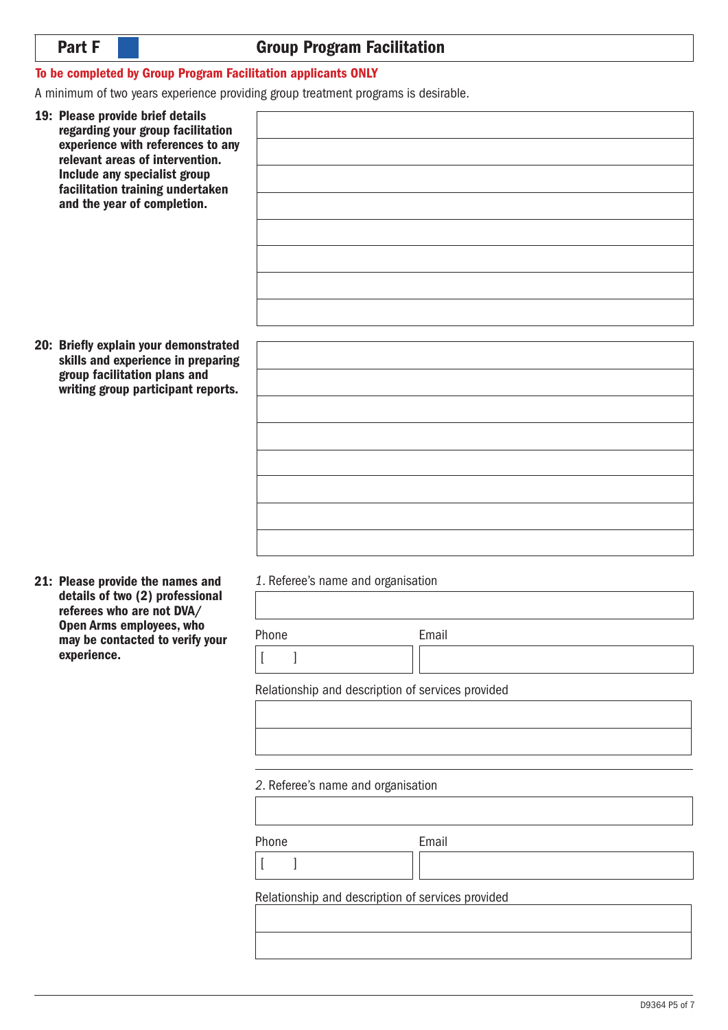## Part F Group Program Facilitation

**To be completed by Group Program Facilitation applicants ONLY**

A minimum of two years experience providing group treatment programs is desirable.

**19: Please provide brief details regarding your group facilitation experience with references to any relevant areas of intervention. Include any specialist group facilitation training undertaken and the year of completion.**

**20: Briefly explain your demonstrated skills and experience in preparing group facilitation plans and writing group participant reports.**

**21: Please provide the names and details of two (2) professional referees who are not DVA/ Open Arms employees, who may be contacted to verify your experience.**

*1.* Referee's name and organisation

Phone [ ]

Email

Relationship and description of services provided

*2.* Referee's name and organisation

Phone [ ]

Email

Relationship and description of services provided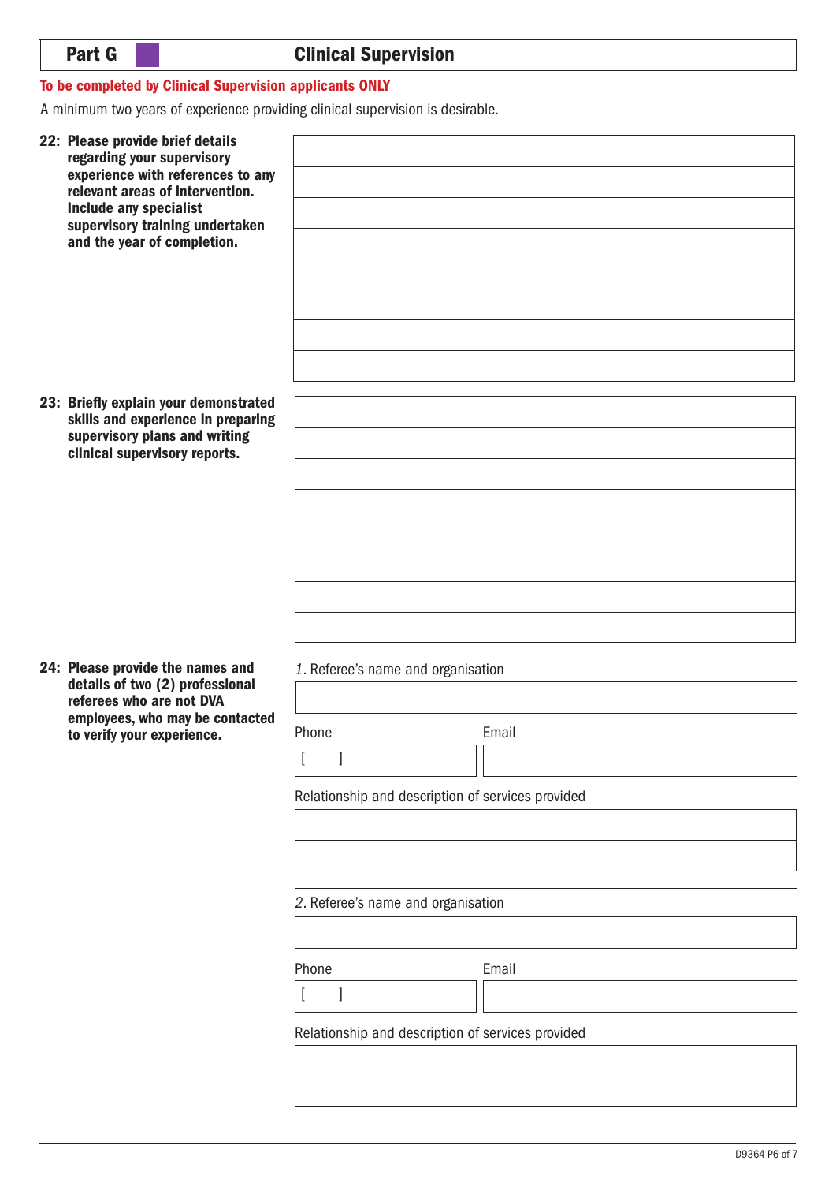## Part G Clinical Supervision

**To be completed by Clinical Supervision applicants ONLY**

A minimum two years of experience providing clinical supervision is desirable.

**22: Please provide brief details regarding your supervisory experience with references to any relevant areas of intervention. Include any specialist supervisory training undertaken and the year of completion.**

**23: Briefly explain your demonstrated skills and experience in preparing supervisory plans and writing clinical supervisory reports.**

**24: Please provide the names and details of two (2) professional referees who are not DVA employees, who may be contacted to verify your experience.**

*1.* Referee's name and organisation

Phone [ ]

Email

Relationship and description of services provided

*2.* Referee's name and organisation

Phone [ ]

Email

Relationship and description of services provided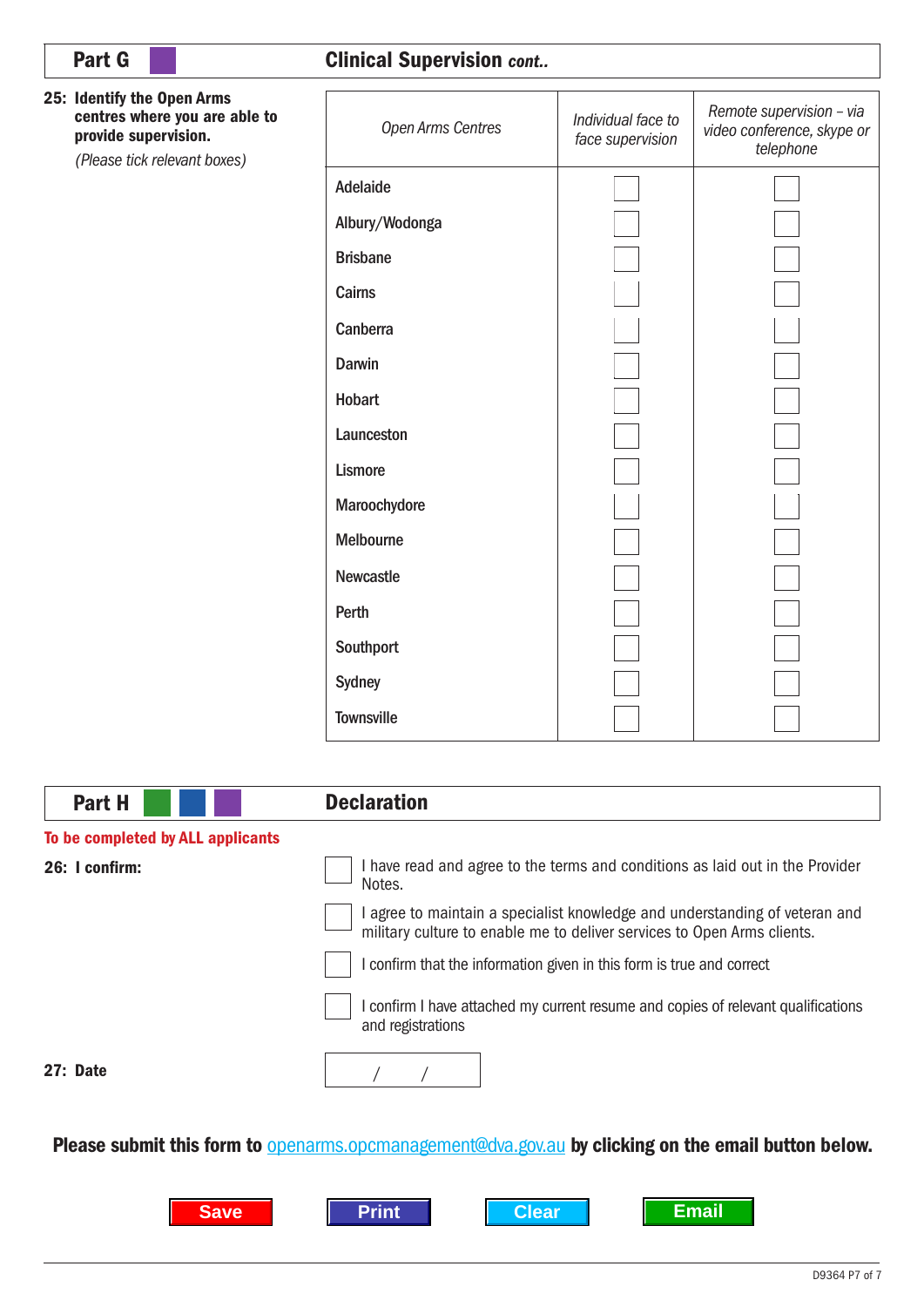## Part G — Clinical Supervision *cont..*

**25: Identify the Open Arms centres where you are able to provide supervision.**

*(Please tick relevant boxes)*

| *Open Arms Centres* | *Individual face to face supervision* | *Remote supervision – via video conference, skype or telephone* |
|---|---|---|
| Adelaide | ☐ | ☐ |
| Albury/Wodonga | ☐ | ☐ |
| Brisbane | ☐ | ☐ |
| Cairns | ☐ | ☐ |
| Canberra | ☐ | ☐ |
| Darwin | ☐ | ☐ |
| Hobart | ☐ | ☐ |
| Launceston | ☐ | ☐ |
| Lismore | ☐ | ☐ |
| Maroochydore | ☐ | ☐ |
| Melbourne | ☐ | ☐ |
| Newcastle | ☐ | ☐ |
| Perth | ☐ | ☐ |
| Southport | ☐ | ☐ |
| Sydney | ☐ | ☐ |
| Townsville | ☐ | ☐ |

## Part H — Declaration

**To be completed by ALL applicants**

**26: I confirm:**

☐ I have read and agree to the terms and conditions as laid out in the Provider Notes.

☐ I agree to maintain a specialist knowledge and understanding of veteran and military culture to enable me to deliver services to Open Arms clients.

☐ I confirm that the information given in this form is true and correct

☐ I confirm I have attached my current resume and copies of relevant qualifications and registrations

**27: Date** &nbsp;&nbsp; / &nbsp;&nbsp; /

**Please submit this form to openarms.opcmanagement@dva.gov.au by clicking on the email button below.**

Save &nbsp;&nbsp; Print &nbsp;&nbsp; Clear &nbsp;&nbsp; Email

D9364